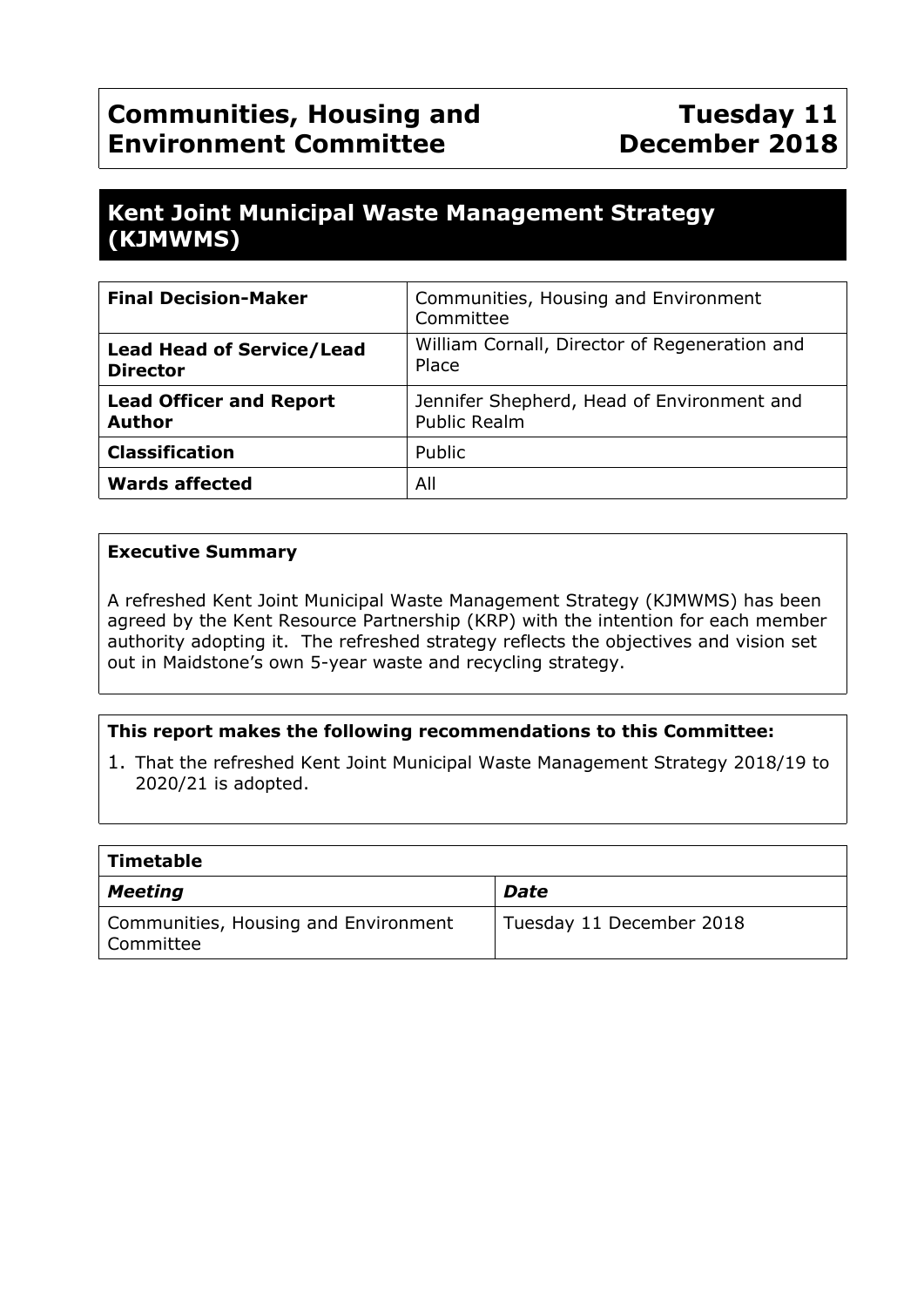# Communities, Housing and Environment Committee

# Tuesday 11 December 2018

## Kent Joint Municipal Waste Management Strategy (KJMWMS)

| **Final Decision-Maker** | Communities, Housing and Environment Committee |
|---|---|
| **Lead Head of Service/Lead Director** | William Cornall, Director of Regeneration and Place |
| **Lead Officer and Report Author** | Jennifer Shepherd, Head of Environment and Public Realm |
| **Classification** | Public |
| **Wards affected** | All |

**Executive Summary**

A refreshed Kent Joint Municipal Waste Management Strategy (KJMWMS) has been agreed by the Kent Resource Partnership (KRP) with the intention for each member authority adopting it. The refreshed strategy reflects the objectives and vision set out in Maidstone's own 5-year waste and recycling strategy.

**This report makes the following recommendations to this Committee:**

1. That the refreshed Kent Joint Municipal Waste Management Strategy 2018/19 to 2020/21 is adopted.

| **Timetable** | |
|---|---|
| ***Meeting*** | ***Date*** |
| Communities, Housing and Environment Committee | Tuesday 11 December 2018 |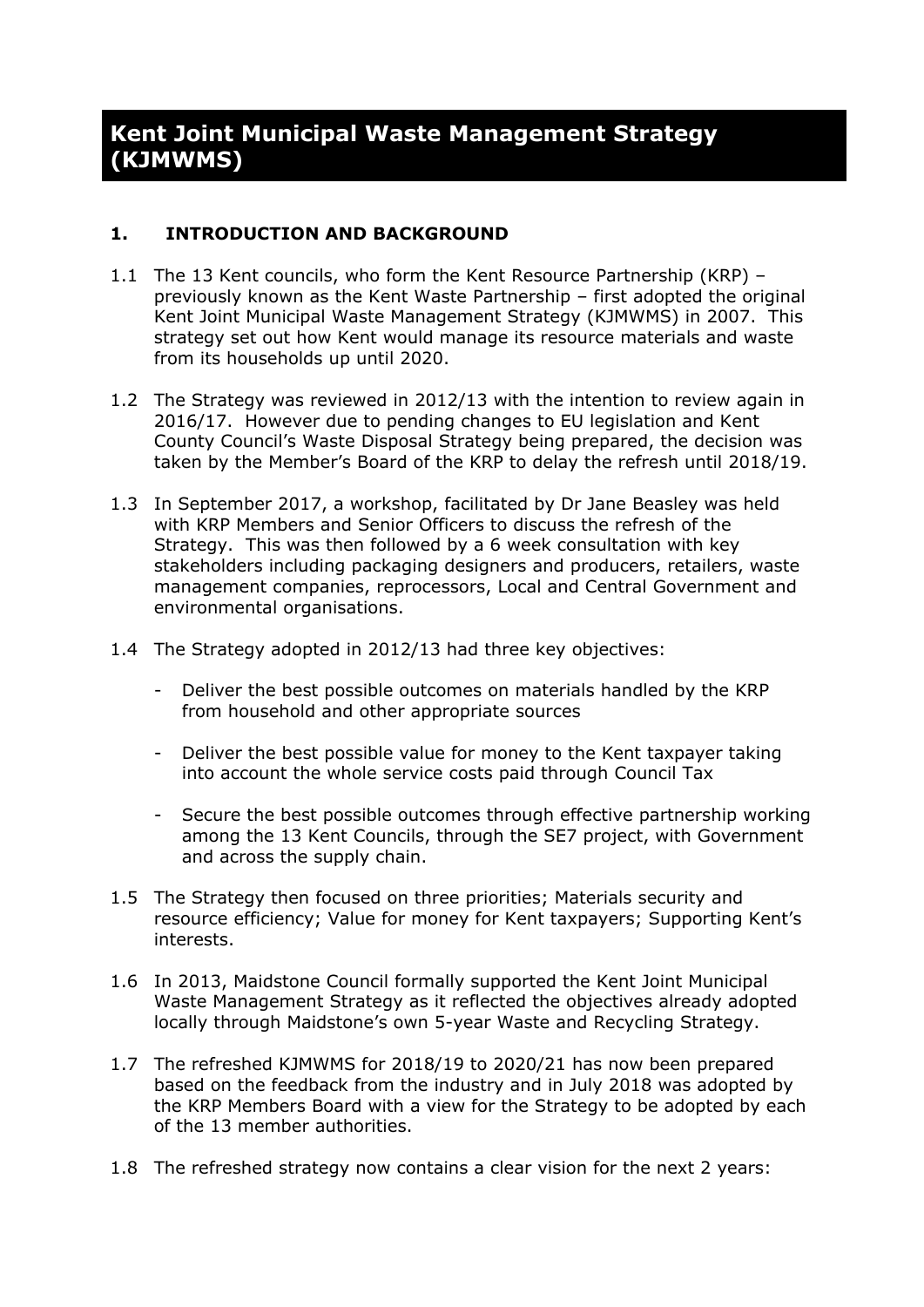# Kent Joint Municipal Waste Management Strategy (KJMWMS)

## 1. INTRODUCTION AND BACKGROUND

1.1 The 13 Kent councils, who form the Kent Resource Partnership (KRP) – previously known as the Kent Waste Partnership – first adopted the original Kent Joint Municipal Waste Management Strategy (KJMWMS) in 2007. This strategy set out how Kent would manage its resource materials and waste from its households up until 2020.

1.2 The Strategy was reviewed in 2012/13 with the intention to review again in 2016/17. However due to pending changes to EU legislation and Kent County Council's Waste Disposal Strategy being prepared, the decision was taken by the Member's Board of the KRP to delay the refresh until 2018/19.

1.3 In September 2017, a workshop, facilitated by Dr Jane Beasley was held with KRP Members and Senior Officers to discuss the refresh of the Strategy. This was then followed by a 6 week consultation with key stakeholders including packaging designers and producers, retailers, waste management companies, reprocessors, Local and Central Government and environmental organisations.

1.4 The Strategy adopted in 2012/13 had three key objectives:

- Deliver the best possible outcomes on materials handled by the KRP from household and other appropriate sources
- Deliver the best possible value for money to the Kent taxpayer taking into account the whole service costs paid through Council Tax
- Secure the best possible outcomes through effective partnership working among the 13 Kent Councils, through the SE7 project, with Government and across the supply chain.

1.5 The Strategy then focused on three priorities; Materials security and resource efficiency; Value for money for Kent taxpayers; Supporting Kent's interests.

1.6 In 2013, Maidstone Council formally supported the Kent Joint Municipal Waste Management Strategy as it reflected the objectives already adopted locally through Maidstone's own 5-year Waste and Recycling Strategy.

1.7 The refreshed KJMWMS for 2018/19 to 2020/21 has now been prepared based on the feedback from the industry and in July 2018 was adopted by the KRP Members Board with a view for the Strategy to be adopted by each of the 13 member authorities.

1.8 The refreshed strategy now contains a clear vision for the next 2 years: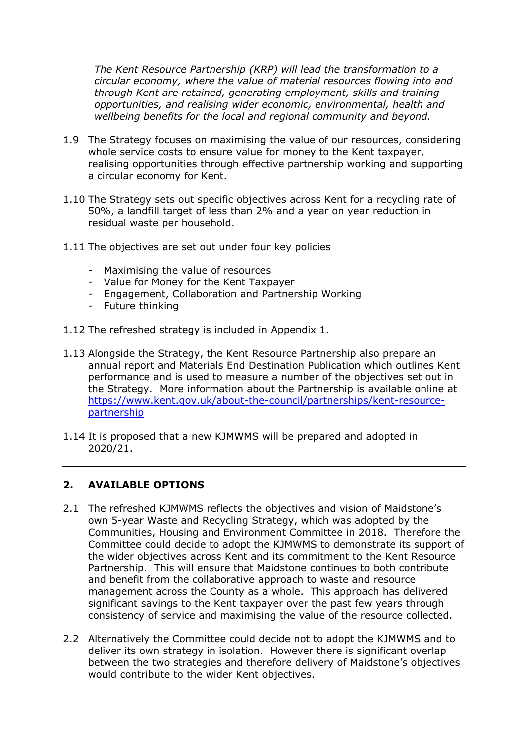*The Kent Resource Partnership (KRP) will lead the transformation to a circular economy, where the value of material resources flowing into and through Kent are retained, generating employment, skills and training opportunities, and realising wider economic, environmental, health and wellbeing benefits for the local and regional community and beyond.*

1.9 The Strategy focuses on maximising the value of our resources, considering whole service costs to ensure value for money to the Kent taxpayer, realising opportunities through effective partnership working and supporting a circular economy for Kent.

1.10 The Strategy sets out specific objectives across Kent for a recycling rate of 50%, a landfill target of less than 2% and a year on year reduction in residual waste per household.

1.11 The objectives are set out under four key policies

- Maximising the value of resources
- Value for Money for the Kent Taxpayer
- Engagement, Collaboration and Partnership Working
- Future thinking

1.12 The refreshed strategy is included in Appendix 1.

1.13 Alongside the Strategy, the Kent Resource Partnership also prepare an annual report and Materials End Destination Publication which outlines Kent performance and is used to measure a number of the objectives set out in the Strategy. More information about the Partnership is available online at [https://www.kent.gov.uk/about-the-council/partnerships/kent-resource-partnership](https://www.kent.gov.uk/about-the-council/partnerships/kent-resource-partnership)

1.14 It is proposed that a new KJMWMS will be prepared and adopted in 2020/21.

---

## 2. AVAILABLE OPTIONS

2.1 The refreshed KJMWMS reflects the objectives and vision of Maidstone's own 5-year Waste and Recycling Strategy, which was adopted by the Communities, Housing and Environment Committee in 2018. Therefore the Committee could decide to adopt the KJMWMS to demonstrate its support of the wider objectives across Kent and its commitment to the Kent Resource Partnership. This will ensure that Maidstone continues to both contribute and benefit from the collaborative approach to waste and resource management across the County as a whole. This approach has delivered significant savings to the Kent taxpayer over the past few years through consistency of service and maximising the value of the resource collected.

2.2 Alternatively the Committee could decide not to adopt the KJMWMS and to deliver its own strategy in isolation. However there is significant overlap between the two strategies and therefore delivery of Maidstone's objectives would contribute to the wider Kent objectives.

---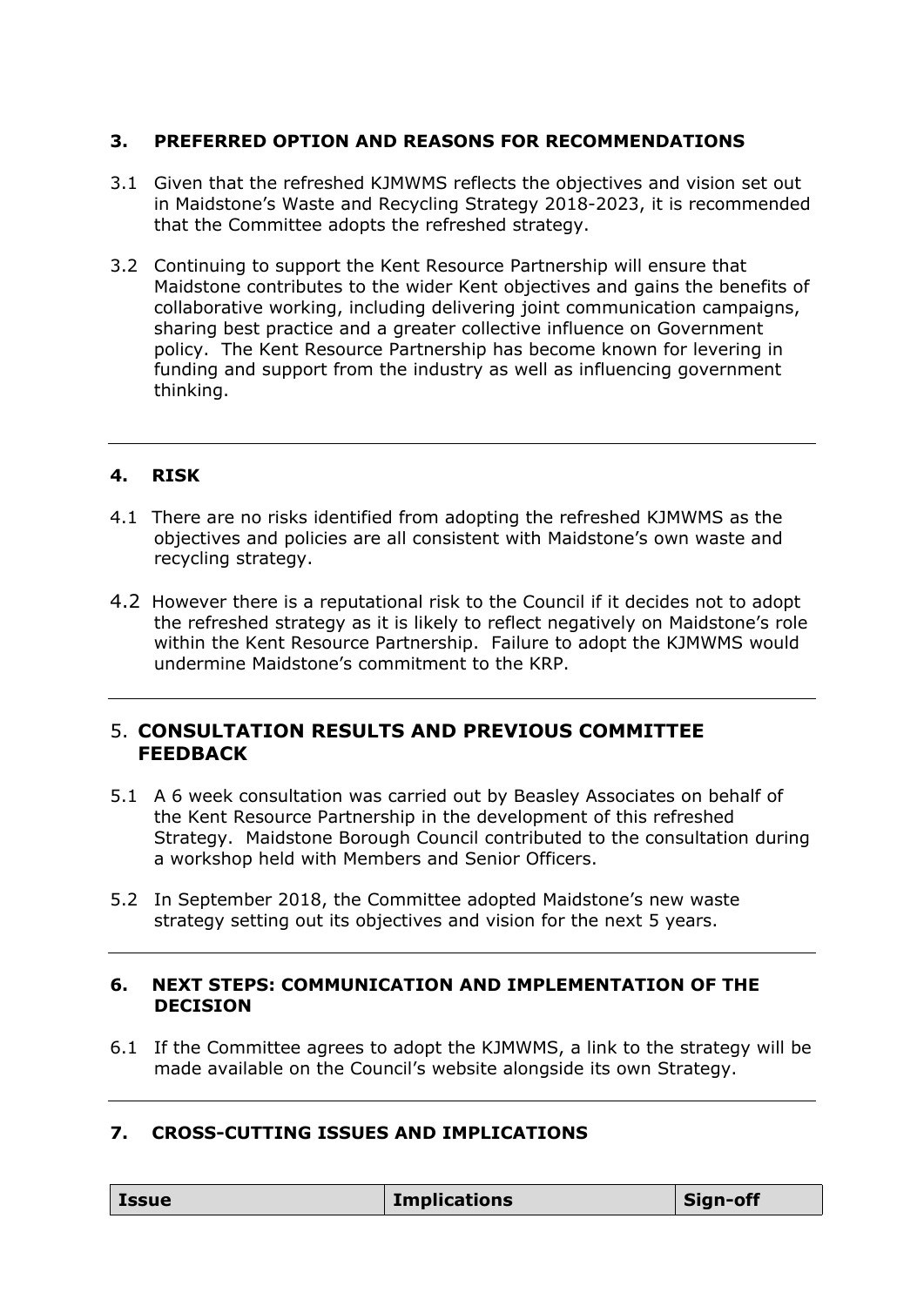## 3. PREFERRED OPTION AND REASONS FOR RECOMMENDATIONS

3.1 Given that the refreshed KJMWMS reflects the objectives and vision set out in Maidstone's Waste and Recycling Strategy 2018-2023, it is recommended that the Committee adopts the refreshed strategy.

3.2 Continuing to support the Kent Resource Partnership will ensure that Maidstone contributes to the wider Kent objectives and gains the benefits of collaborative working, including delivering joint communication campaigns, sharing best practice and a greater collective influence on Government policy. The Kent Resource Partnership has become known for levering in funding and support from the industry as well as influencing government thinking.

---

## 4. RISK

4.1 There are no risks identified from adopting the refreshed KJMWMS as the objectives and policies are all consistent with Maidstone's own waste and recycling strategy.

4.2 However there is a reputational risk to the Council if it decides not to adopt the refreshed strategy as it is likely to reflect negatively on Maidstone's role within the Kent Resource Partnership. Failure to adopt the KJMWMS would undermine Maidstone's commitment to the KRP.

---

## 5. CONSULTATION RESULTS AND PREVIOUS COMMITTEE FEEDBACK

5.1 A 6 week consultation was carried out by Beasley Associates on behalf of the Kent Resource Partnership in the development of this refreshed Strategy. Maidstone Borough Council contributed to the consultation during a workshop held with Members and Senior Officers.

5.2 In September 2018, the Committee adopted Maidstone's new waste strategy setting out its objectives and vision for the next 5 years.

---

## 6. NEXT STEPS: COMMUNICATION AND IMPLEMENTATION OF THE DECISION

6.1 If the Committee agrees to adopt the KJMWMS, a link to the strategy will be made available on the Council's website alongside its own Strategy.

---

## 7. CROSS-CUTTING ISSUES AND IMPLICATIONS

| Issue | Implications | Sign-off |
|---|---|---|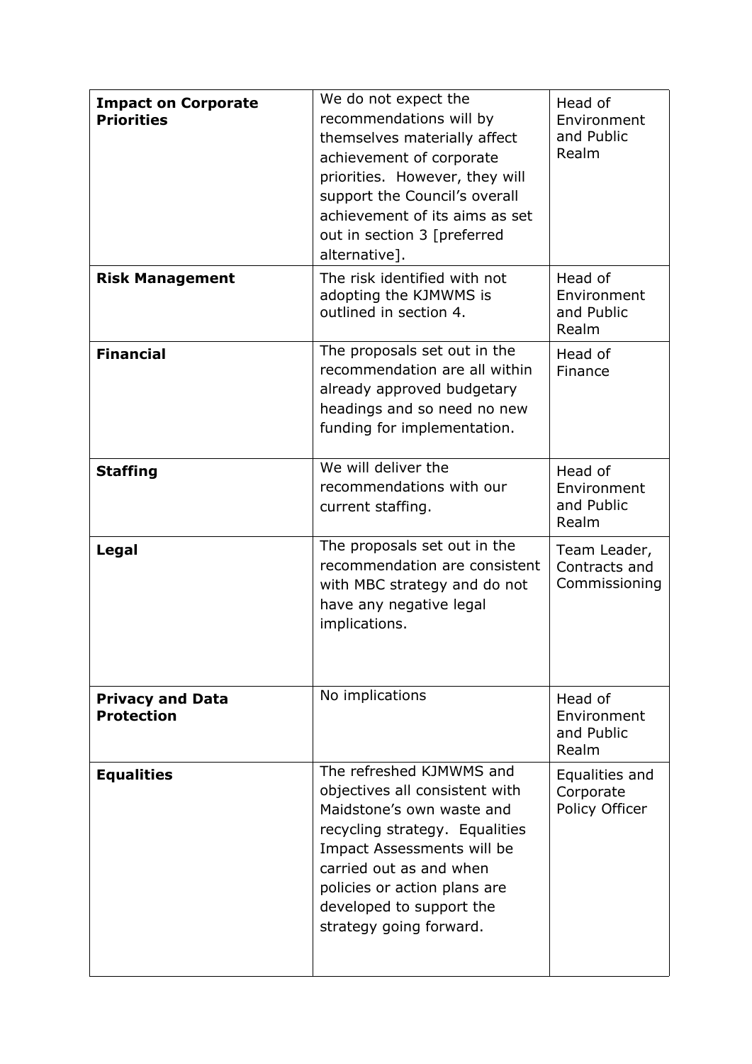| | | |
|---|---|---|
| **Impact on Corporate Priorities** | We do not expect the recommendations will by themselves materially affect achievement of corporate priorities. However, they will support the Council's overall achievement of its aims as set out in section 3 [preferred alternative]. | Head of Environment and Public Realm |
| **Risk Management** | The risk identified with not adopting the KJMWMS is outlined in section 4. | Head of Environment and Public Realm |
| **Financial** | The proposals set out in the recommendation are all within already approved budgetary headings and so need no new funding for implementation. | Head of Finance |
| **Staffing** | We will deliver the recommendations with our current staffing. | Head of Environment and Public Realm |
| **Legal** | The proposals set out in the recommendation are consistent with MBC strategy and do not have any negative legal implications. | Team Leader, Contracts and Commissioning |
| **Privacy and Data Protection** | No implications | Head of Environment and Public Realm |
| **Equalities** | The refreshed KJMWMS and objectives all consistent with Maidstone's own waste and recycling strategy. Equalities Impact Assessments will be carried out as and when policies or action plans are developed to support the strategy going forward. | Equalities and Corporate Policy Officer |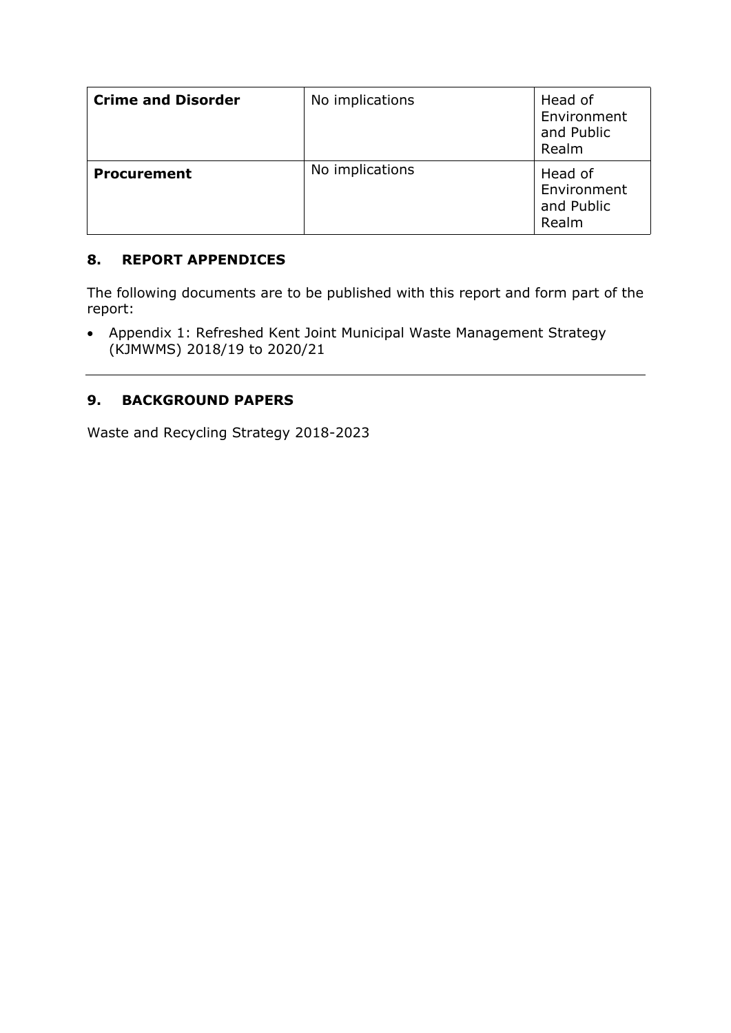| | | |
|---|---|---|
| **Crime and Disorder** | No implications | Head of Environment and Public Realm |
| **Procurement** | No implications | Head of Environment and Public Realm |

## 8. REPORT APPENDICES

The following documents are to be published with this report and form part of the report:

- Appendix 1: Refreshed Kent Joint Municipal Waste Management Strategy (KJMWMS) 2018/19 to 2020/21

---

## 9. BACKGROUND PAPERS

Waste and Recycling Strategy 2018-2023